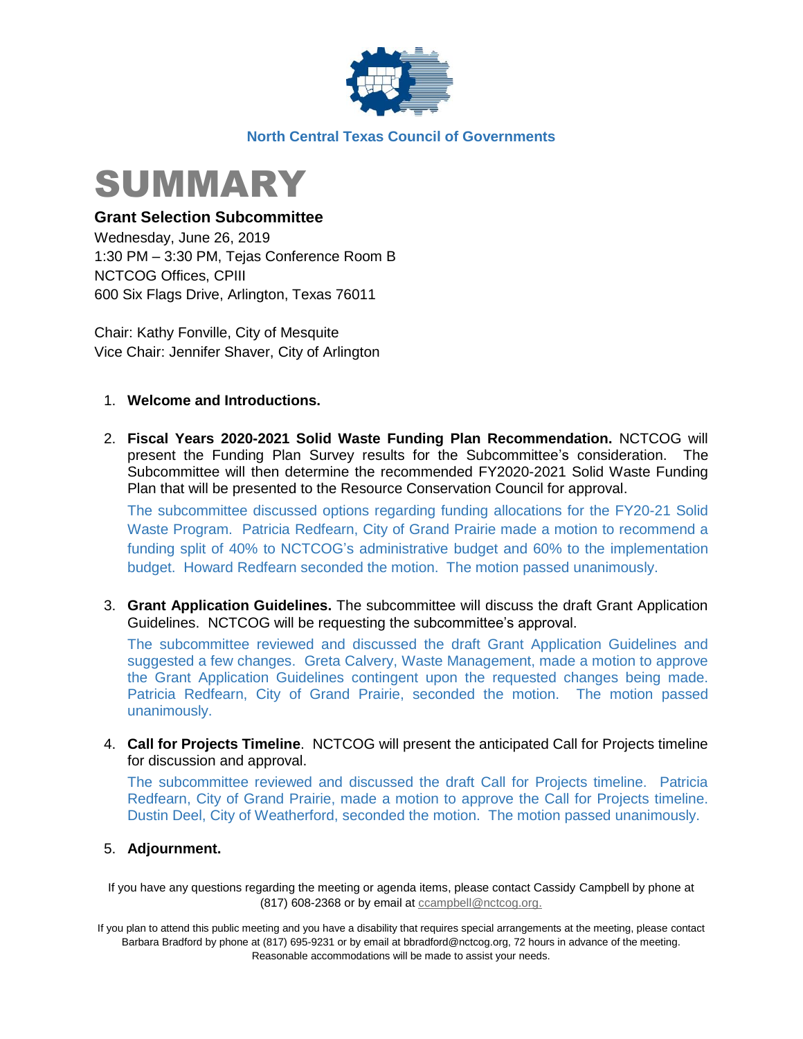North Central Texas Council of Governments

# SUMMARY

**Grant Selection Subcommittee**

Wednesday, June 26, 2019
1:30 PM – 3:30 PM, Tejas Conference Room B
NCTCOG Offices, CPIII
600 Six Flags Drive, Arlington, Texas 76011

Chair: Kathy Fonville, City of Mesquite
Vice Chair: Jennifer Shaver, City of Arlington

1. **Welcome and Introductions.**

2. **Fiscal Years 2020-2021 Solid Waste Funding Plan Recommendation.** NCTCOG will present the Funding Plan Survey results for the Subcommittee's consideration. The Subcommittee will then determine the recommended FY2020-2021 Solid Waste Funding Plan that will be presented to the Resource Conservation Council for approval.

   The subcommittee discussed options regarding funding allocations for the FY20-21 Solid Waste Program. Patricia Redfearn, City of Grand Prairie made a motion to recommend a funding split of 40% to NCTCOG's administrative budget and 60% to the implementation budget. Howard Redfearn seconded the motion. The motion passed unanimously.

3. **Grant Application Guidelines.** The subcommittee will discuss the draft Grant Application Guidelines. NCTCOG will be requesting the subcommittee's approval.

   The subcommittee reviewed and discussed the draft Grant Application Guidelines and suggested a few changes. Greta Calvery, Waste Management, made a motion to approve the Grant Application Guidelines contingent upon the requested changes being made. Patricia Redfearn, City of Grand Prairie, seconded the motion. The motion passed unanimously.

4. **Call for Projects Timeline**. NCTCOG will present the anticipated Call for Projects timeline for discussion and approval.

   The subcommittee reviewed and discussed the draft Call for Projects timeline. Patricia Redfearn, City of Grand Prairie, made a motion to approve the Call for Projects timeline. Dustin Deel, City of Weatherford, seconded the motion. The motion passed unanimously.

5. **Adjournment.**

If you have any questions regarding the meeting or agenda items, please contact Cassidy Campbell by phone at (817) 608-2368 or by email at ccampbell@nctcog.org.

If you plan to attend this public meeting and you have a disability that requires special arrangements at the meeting, please contact Barbara Bradford by phone at (817) 695-9231 or by email at bbradford@nctcog.org, 72 hours in advance of the meeting. Reasonable accommodations will be made to assist your needs.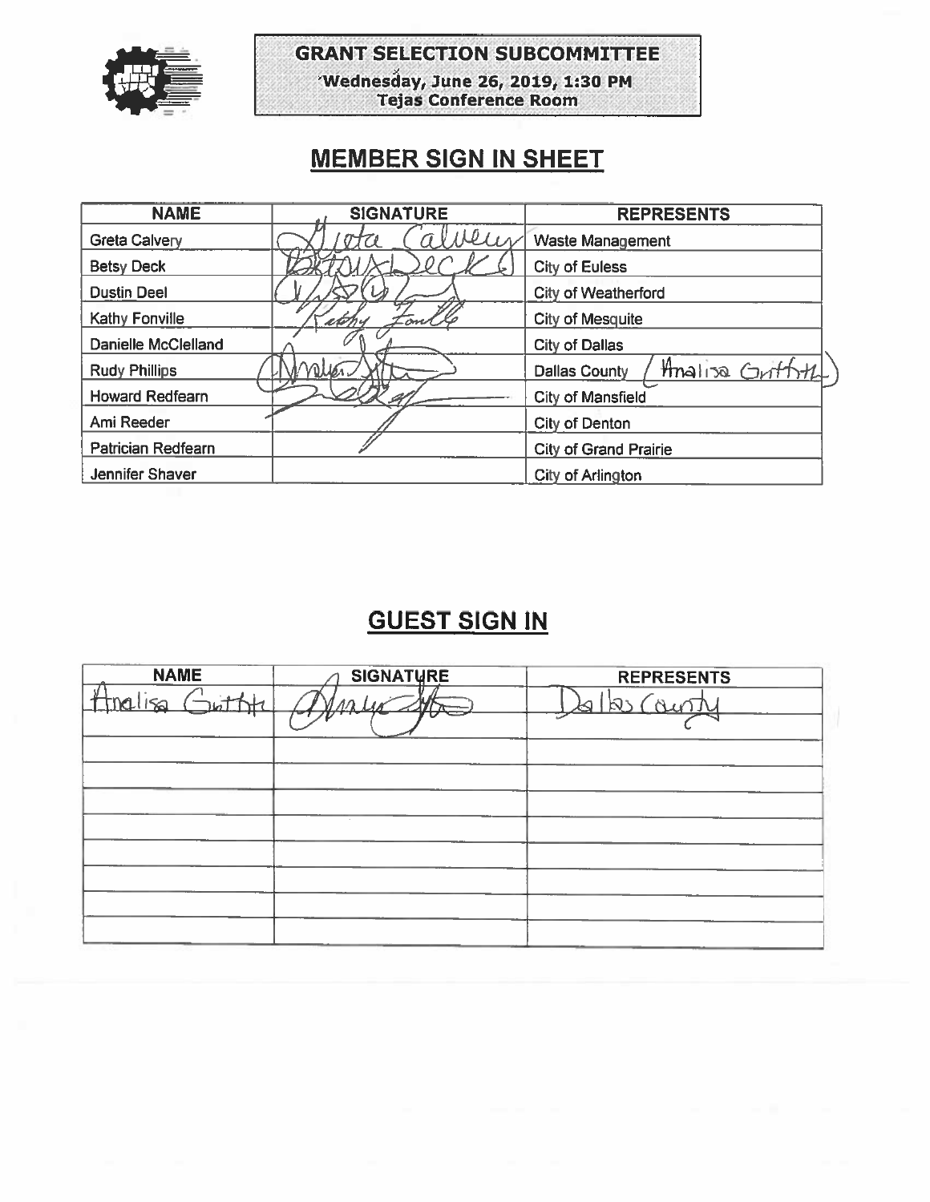**GRANT SELECTION SUBCOMMITTEE**

Wednesday, June 26, 2019, 1:30 PM
Tejas Conference Room

## MEMBER SIGN IN SHEET

| NAME | SIGNATURE | REPRESENTS |
|---|---|---|
| Greta Calvery | Greta Calvery | Waste Management |
| Betsy Deck | Betsy Deck | City of Euless |
| Dustin Deel | [signature] | City of Weatherford |
| Kathy Fonville | Kathy Fonville | City of Mesquite |
| Danielle McClelland | | City of Dallas |
| Rudy Phillips | [signature] | Dallas County (Analisa Griffith) |
| Howard Redfearn | [signature] | City of Mansfield |
| Ami Reeder | | City of Denton |
| Patrician Redfearn | | City of Grand Prairie |
| Jennifer Shaver | | City of Arlington |

## GUEST SIGN IN

| NAME | SIGNATURE | REPRESENTS |
|---|---|---|
| Analisa Griffith | [signature] | Dallas County |
| | | |
| | | |
| | | |
| | | |
| | | |
| | | |
| | | |
| | | |